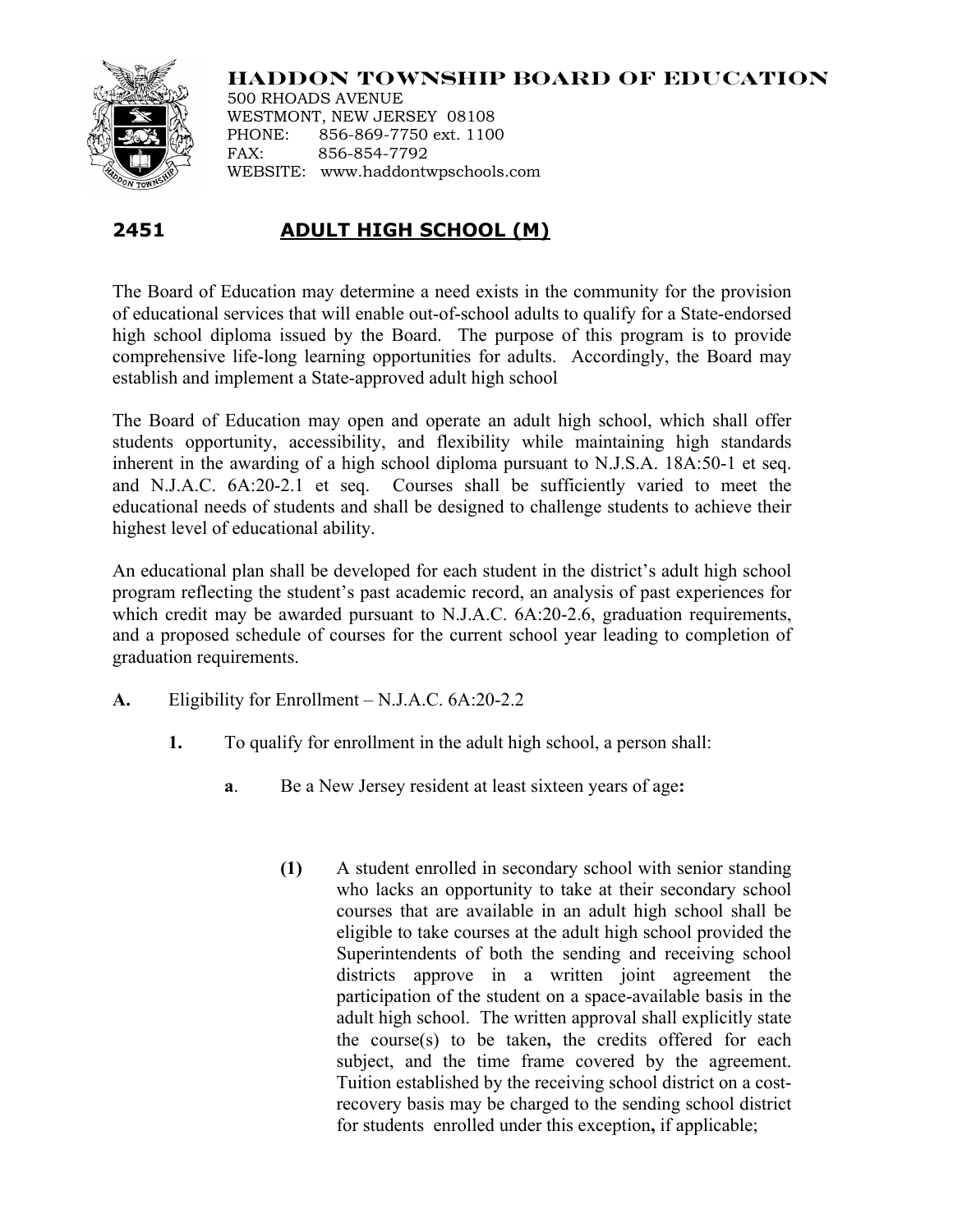# HADDON TOWNSHIP BOARD OF EDUCATION

500 RHOADS AVENUE
WESTMONT, NEW JERSEY 08108
PHONE: 856-869-7750 ext. 1100
FAX: 856-854-7792
WEBSITE: www.haddontwpschools.com

## 2451 ADULT HIGH SCHOOL (M)

The Board of Education may determine a need exists in the community for the provision of educational services that will enable out-of-school adults to qualify for a State-endorsed high school diploma issued by the Board. The purpose of this program is to provide comprehensive life-long learning opportunities for adults. Accordingly, the Board may establish and implement a State-approved adult high school

The Board of Education may open and operate an adult high school, which shall offer students opportunity, accessibility, and flexibility while maintaining high standards inherent in the awarding of a high school diploma pursuant to N.J.S.A. 18A:50-1 et seq. and N.J.A.C. 6A:20-2.1 et seq. Courses shall be sufficiently varied to meet the educational needs of students and shall be designed to challenge students to achieve their highest level of educational ability.

An educational plan shall be developed for each student in the district's adult high school program reflecting the student's past academic record, an analysis of past experiences for which credit may be awarded pursuant to N.J.A.C. 6A:20-2.6, graduation requirements, and a proposed schedule of courses for the current school year leading to completion of graduation requirements.

**A.** Eligibility for Enrollment – N.J.A.C. 6A:20-2.2

**1.** To qualify for enrollment in the adult high school, a person shall:

**a**. Be a New Jersey resident at least sixteen years of age**:**

**(1)** A student enrolled in secondary school with senior standing who lacks an opportunity to take at their secondary school courses that are available in an adult high school shall be eligible to take courses at the adult high school provided the Superintendents of both the sending and receiving school districts approve in a written joint agreement the participation of the student on a space-available basis in the adult high school. The written approval shall explicitly state the course(s) to be taken**,** the credits offered for each subject, and the time frame covered by the agreement. Tuition established by the receiving school district on a cost-recovery basis may be charged to the sending school district for students enrolled under this exception**,** if applicable;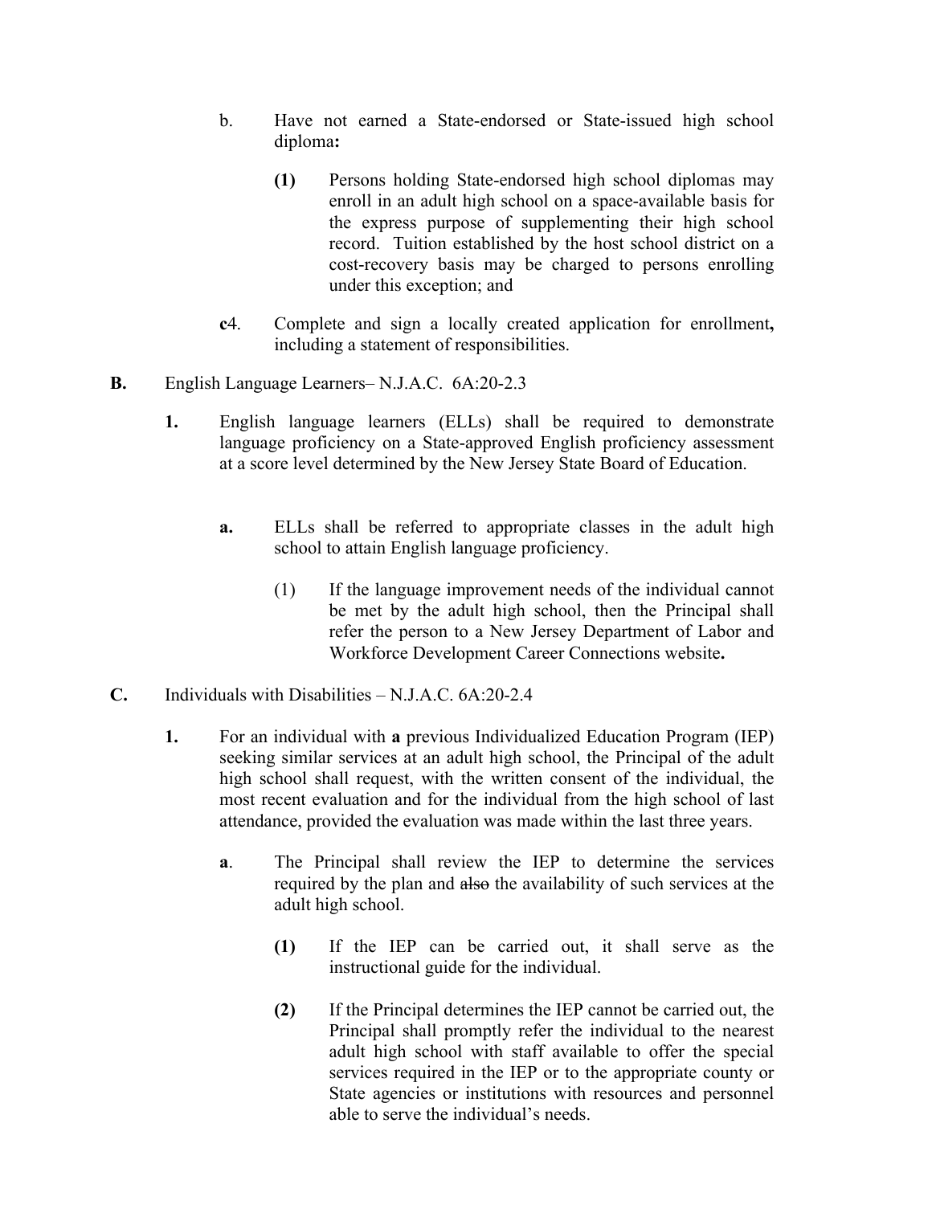b. Have not earned a State-endorsed or State-issued high school diploma**:**

   **(1)** Persons holding State-endorsed high school diplomas may enroll in an adult high school on a space-available basis for the express purpose of supplementing their high school record. Tuition established by the host school district on a cost-recovery basis may be charged to persons enrolling under this exception; and

**c**4. Complete and sign a locally created application for enrollment**,** including a statement of responsibilities.

**B.** English Language Learners– N.J.A.C. 6A:20-2.3

**1.** English language learners (ELLs) shall be required to demonstrate language proficiency on a State-approved English proficiency assessment at a score level determined by the New Jersey State Board of Education.

**a.** ELLs shall be referred to appropriate classes in the adult high school to attain English language proficiency.

(1) If the language improvement needs of the individual cannot be met by the adult high school, then the Principal shall refer the person to a New Jersey Department of Labor and Workforce Development Career Connections website**.**

**C.** Individuals with Disabilities – N.J.A.C. 6A:20-2.4

**1.** For an individual with **a** previous Individualized Education Program (IEP) seeking similar services at an adult high school, the Principal of the adult high school shall request, with the written consent of the individual, the most recent evaluation and for the individual from the high school of last attendance, provided the evaluation was made within the last three years.

**a**. The Principal shall review the IEP to determine the services required by the plan and ~~also~~ the availability of such services at the adult high school.

**(1)** If the IEP can be carried out, it shall serve as the instructional guide for the individual.

**(2)** If the Principal determines the IEP cannot be carried out, the Principal shall promptly refer the individual to the nearest adult high school with staff available to offer the special services required in the IEP or to the appropriate county or State agencies or institutions with resources and personnel able to serve the individual's needs.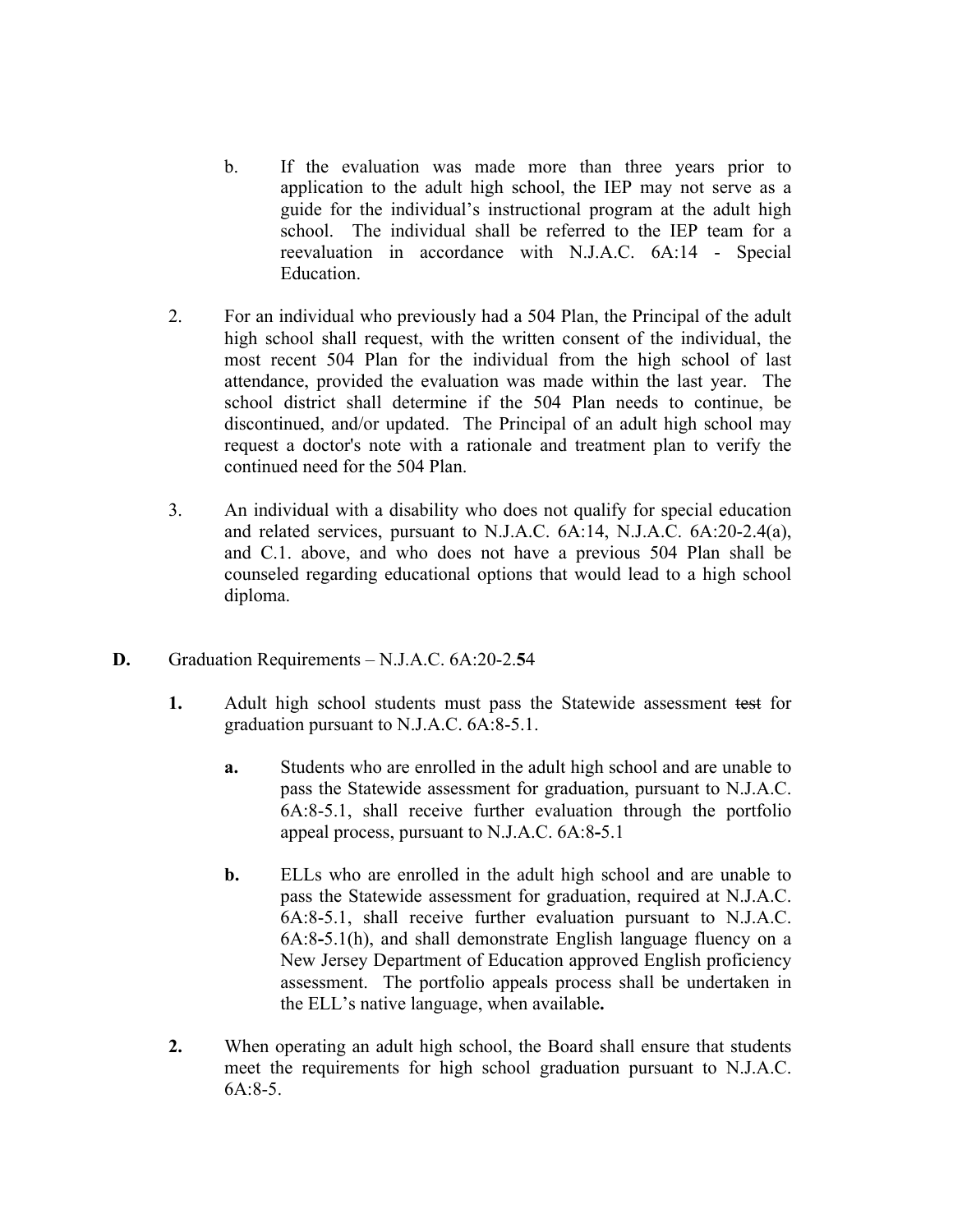b. If the evaluation was made more than three years prior to application to the adult high school, the IEP may not serve as a guide for the individual's instructional program at the adult high school. The individual shall be referred to the IEP team for a reevaluation in accordance with N.J.A.C. 6A:14 - Special Education.

2. For an individual who previously had a 504 Plan, the Principal of the adult high school shall request, with the written consent of the individual, the most recent 504 Plan for the individual from the high school of last attendance, provided the evaluation was made within the last year. The school district shall determine if the 504 Plan needs to continue, be discontinued, and/or updated. The Principal of an adult high school may request a doctor's note with a rationale and treatment plan to verify the continued need for the 504 Plan.

3. An individual with a disability who does not qualify for special education and related services, pursuant to N.J.A.C. 6A:14, N.J.A.C. 6A:20-2.4(a), and C.1. above, and who does not have a previous 504 Plan shall be counseled regarding educational options that would lead to a high school diploma.

**D.** Graduation Requirements – N.J.A.C. 6A:20-2.**5**4

**1.** Adult high school students must pass the Statewide assessment ~~test~~ for graduation pursuant to N.J.A.C. 6A:8-5.1.

**a.** Students who are enrolled in the adult high school and are unable to pass the Statewide assessment for graduation, pursuant to N.J.A.C. 6A:8-5.1, shall receive further evaluation through the portfolio appeal process, pursuant to N.J.A.C. 6A:8-5.1

**b.** ELLs who are enrolled in the adult high school and are unable to pass the Statewide assessment for graduation, required at N.J.A.C. 6A:8-5.1, shall receive further evaluation pursuant to N.J.A.C. 6A:8-5.1(h), and shall demonstrate English language fluency on a New Jersey Department of Education approved English proficiency assessment. The portfolio appeals process shall be undertaken in the ELL's native language, when available**.**

**2.** When operating an adult high school, the Board shall ensure that students meet the requirements for high school graduation pursuant to N.J.A.C. 6A:8-5.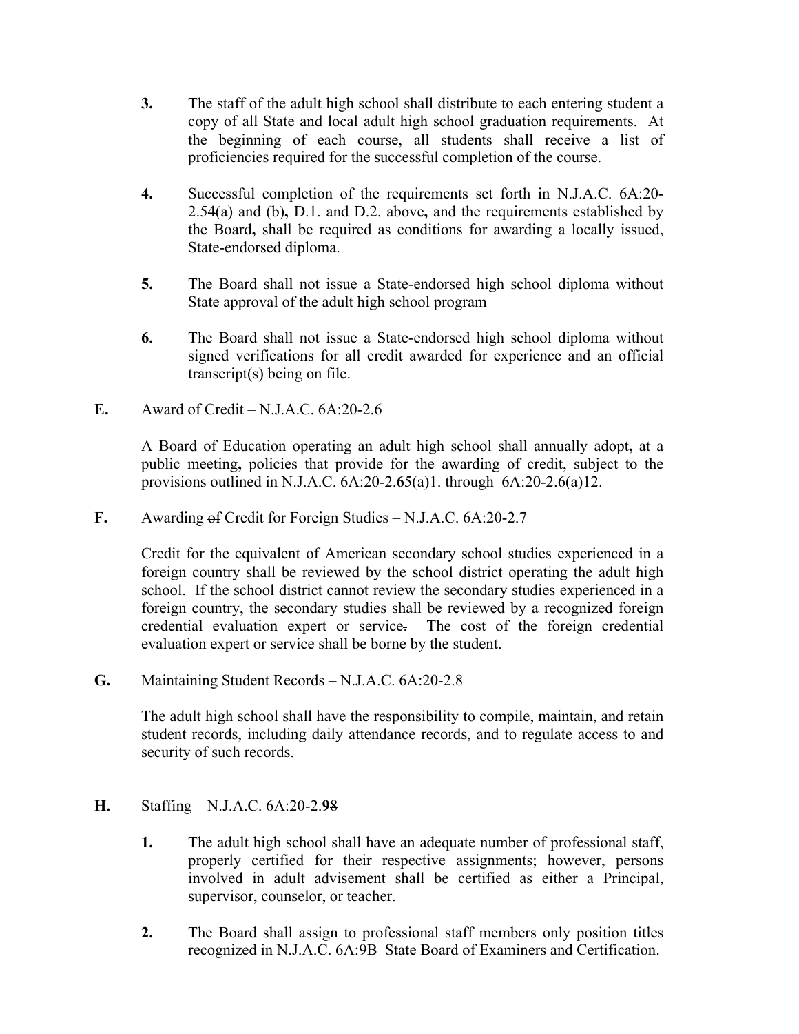3. The staff of the adult high school shall distribute to each entering student a copy of all State and local adult high school graduation requirements. At the beginning of each course, all students shall receive a list of proficiencies required for the successful completion of the course.

4. Successful completion of the requirements set forth in N.J.A.C. 6A:20-2.54(a) and (b)**,** D.1. and D.2. above**,** and the requirements established by the Board**,** shall be required as conditions for awarding a locally issued, State-endorsed diploma.

5. The Board shall not issue a State-endorsed high school diploma without State approval of the adult high school program

6. The Board shall not issue a State-endorsed high school diploma without signed verifications for all credit awarded for experience and an official transcript(s) being on file.

**E.** Award of Credit – N.J.A.C. 6A:20-2.6

A Board of Education operating an adult high school shall annually adopt**,** at a public meeting**,** policies that provide for the awarding of credit, subject to the provisions outlined in N.J.A.C. 6A:20-2.**6**~~5~~(a)1. through 6A:20-2.6(a)12.

**F.** Awarding ~~of~~ Credit for Foreign Studies – N.J.A.C. 6A:20-2.7

Credit for the equivalent of American secondary school studies experienced in a foreign country shall be reviewed by the school district operating the adult high school. If the school district cannot review the secondary studies experienced in a foreign country, the secondary studies shall be reviewed by a recognized foreign credential evaluation expert or service~~.~~ The cost of the foreign credential evaluation expert or service shall be borne by the student.

**G.** Maintaining Student Records – N.J.A.C. 6A:20-2.8

The adult high school shall have the responsibility to compile, maintain, and retain student records, including daily attendance records, and to regulate access to and security of such records.

**H.** Staffing – N.J.A.C. 6A:20-2.**9**~~8~~

1. The adult high school shall have an adequate number of professional staff, properly certified for their respective assignments; however, persons involved in adult advisement shall be certified as either a Principal, supervisor, counselor, or teacher.

2. The Board shall assign to professional staff members only position titles recognized in N.J.A.C. 6A:9B State Board of Examiners and Certification.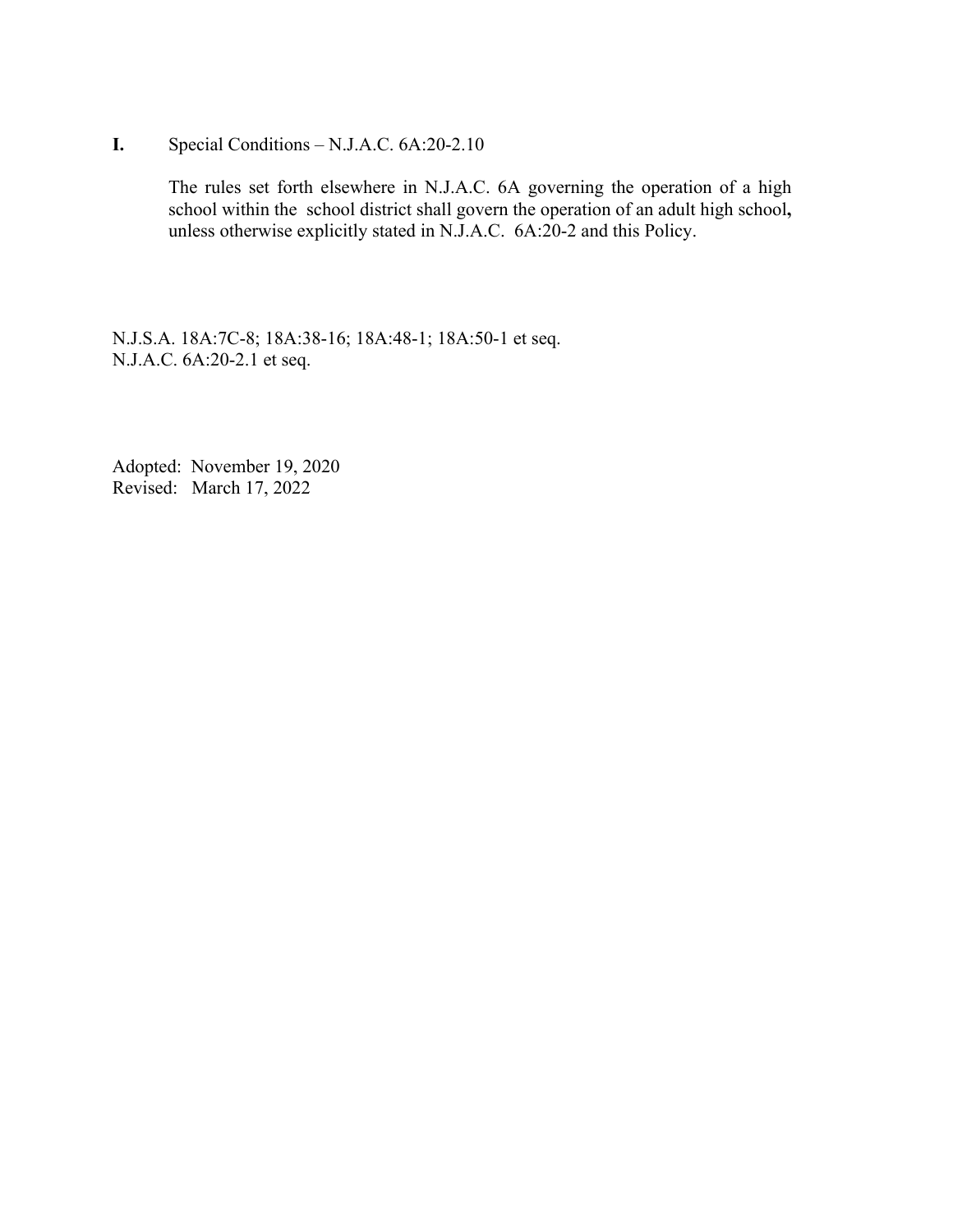**I.** Special Conditions – N.J.A.C. 6A:20-2.10

The rules set forth elsewhere in N.J.A.C. 6A governing the operation of a high school within the school district shall govern the operation of an adult high school, unless otherwise explicitly stated in N.J.A.C. 6A:20-2 and this Policy.

N.J.S.A. 18A:7C-8; 18A:38-16; 18A:48-1; 18A:50-1 et seq.
N.J.A.C. 6A:20-2.1 et seq.

Adopted: November 19, 2020
Revised: March 17, 2022